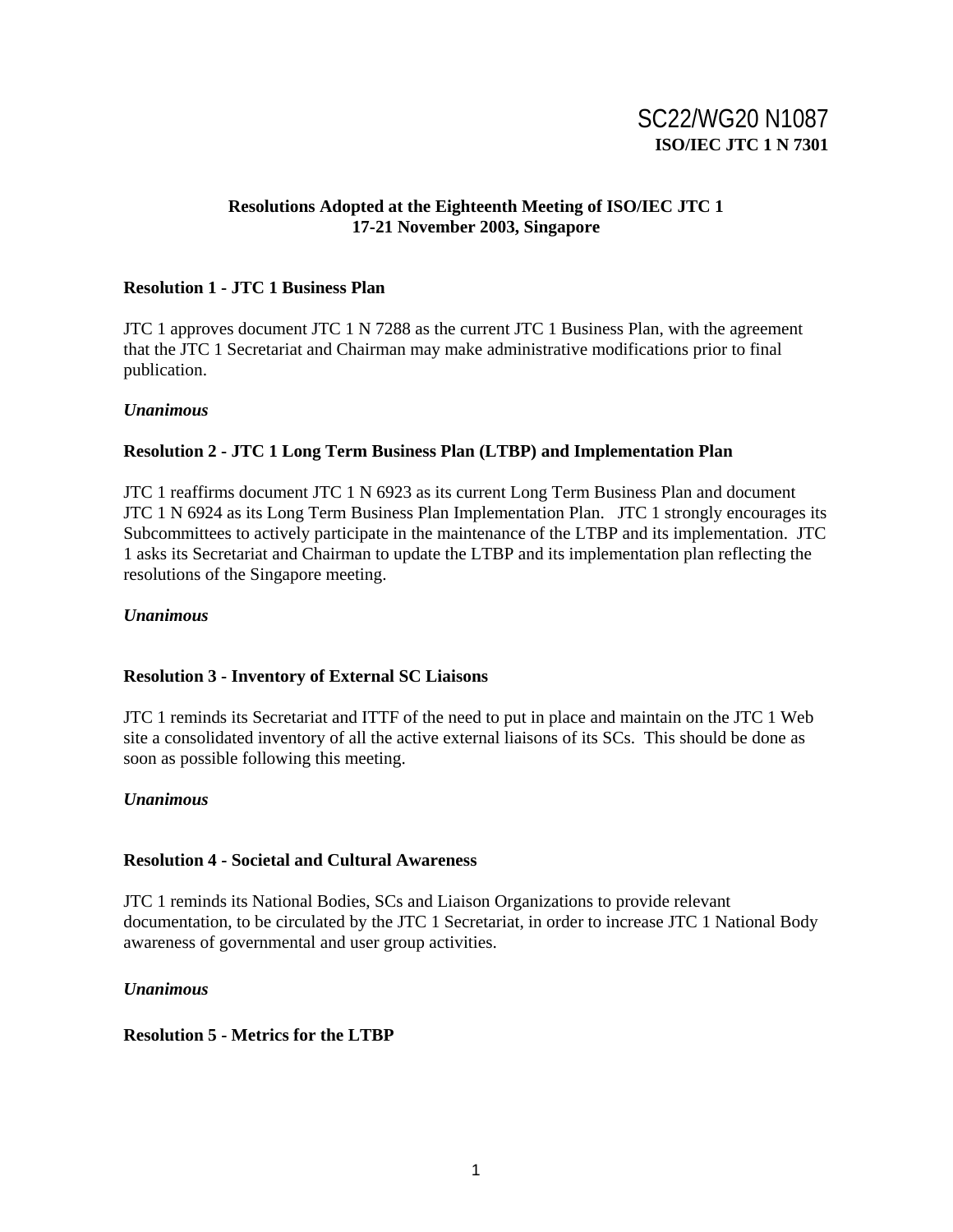SC22/WG20 N1087
**ISO/IEC JTC 1 N 7301**

**Resolutions Adopted at the Eighteenth Meeting of ISO/IEC JTC 1**
**17-21 November 2003, Singapore**

**Resolution 1 - JTC 1 Business Plan**

JTC 1 approves document JTC 1 N 7288 as the current JTC 1 Business Plan, with the agreement that the JTC 1 Secretariat and Chairman may make administrative modifications prior to final publication.

***Unanimous***

**Resolution 2 - JTC 1 Long Term Business Plan (LTBP) and Implementation Plan**

JTC 1 reaffirms document JTC 1 N 6923 as its current Long Term Business Plan and document JTC 1 N 6924 as its Long Term Business Plan Implementation Plan. JTC 1 strongly encourages its Subcommittees to actively participate in the maintenance of the LTBP and its implementation. JTC 1 asks its Secretariat and Chairman to update the LTBP and its implementation plan reflecting the resolutions of the Singapore meeting.

***Unanimous***

**Resolution 3 - Inventory of External SC Liaisons**

JTC 1 reminds its Secretariat and ITTF of the need to put in place and maintain on the JTC 1 Web site a consolidated inventory of all the active external liaisons of its SCs. This should be done as soon as possible following this meeting.

***Unanimous***

**Resolution 4 - Societal and Cultural Awareness**

JTC 1 reminds its National Bodies, SCs and Liaison Organizations to provide relevant documentation, to be circulated by the JTC 1 Secretariat, in order to increase JTC 1 National Body awareness of governmental and user group activities.

***Unanimous***

**Resolution 5 - Metrics for the LTBP**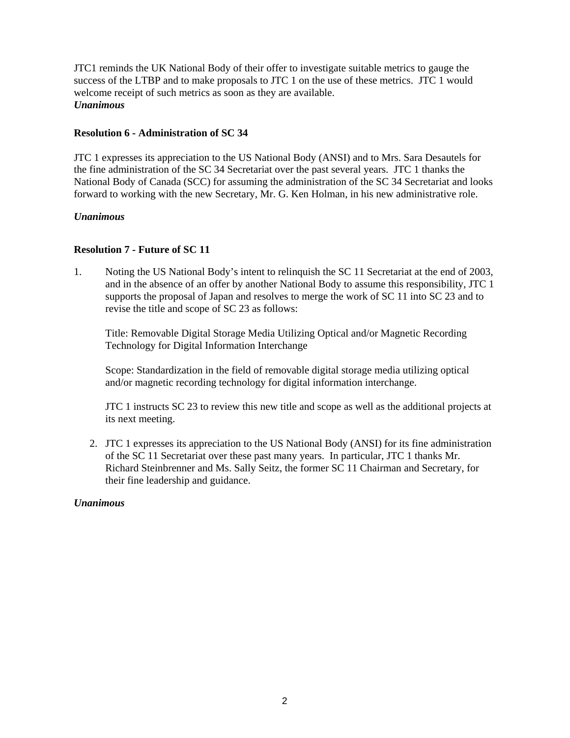JTC1 reminds the UK National Body of their offer to investigate suitable metrics to gauge the success of the LTBP and to make proposals to JTC 1 on the use of these metrics. JTC 1 would welcome receipt of such metrics as soon as they are available.
***Unanimous***

**Resolution 6 - Administration of SC 34**

JTC 1 expresses its appreciation to the US National Body (ANSI) and to Mrs. Sara Desautels for the fine administration of the SC 34 Secretariat over the past several years. JTC 1 thanks the National Body of Canada (SCC) for assuming the administration of the SC 34 Secretariat and looks forward to working with the new Secretary, Mr. G. Ken Holman, in his new administrative role.

***Unanimous***

**Resolution 7 - Future of SC 11**

1. Noting the US National Body's intent to relinquish the SC 11 Secretariat at the end of 2003, and in the absence of an offer by another National Body to assume this responsibility, JTC 1 supports the proposal of Japan and resolves to merge the work of SC 11 into SC 23 and to revise the title and scope of SC 23 as follows:

   Title: Removable Digital Storage Media Utilizing Optical and/or Magnetic Recording Technology for Digital Information Interchange

   Scope: Standardization in the field of removable digital storage media utilizing optical and/or magnetic recording technology for digital information interchange.

   JTC 1 instructs SC 23 to review this new title and scope as well as the additional projects at its next meeting.

2. JTC 1 expresses its appreciation to the US National Body (ANSI) for its fine administration of the SC 11 Secretariat over these past many years. In particular, JTC 1 thanks Mr. Richard Steinbrenner and Ms. Sally Seitz, the former SC 11 Chairman and Secretary, for their fine leadership and guidance.

***Unanimous***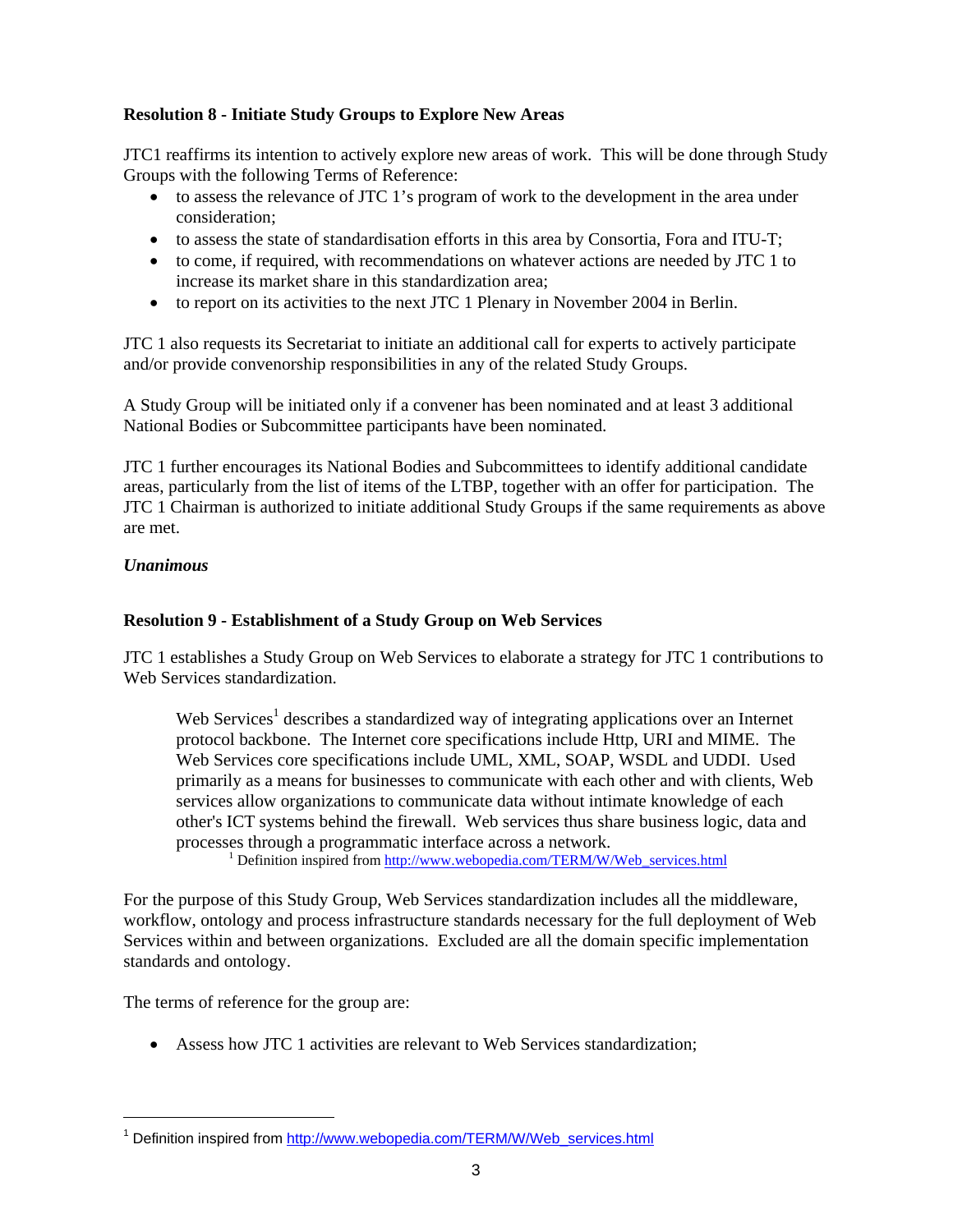**Resolution 8 - Initiate Study Groups to Explore New Areas**

JTC1 reaffirms its intention to actively explore new areas of work. This will be done through Study Groups with the following Terms of Reference:

- to assess the relevance of JTC 1's program of work to the development in the area under consideration;
- to assess the state of standardisation efforts in this area by Consortia, Fora and ITU-T;
- to come, if required, with recommendations on whatever actions are needed by JTC 1 to increase its market share in this standardization area;
- to report on its activities to the next JTC 1 Plenary in November 2004 in Berlin.

JTC 1 also requests its Secretariat to initiate an additional call for experts to actively participate and/or provide convenorship responsibilities in any of the related Study Groups.

A Study Group will be initiated only if a convener has been nominated and at least 3 additional National Bodies or Subcommittee participants have been nominated.

JTC 1 further encourages its National Bodies and Subcommittees to identify additional candidate areas, particularly from the list of items of the LTBP, together with an offer for participation. The JTC 1 Chairman is authorized to initiate additional Study Groups if the same requirements as above are met.

***Unanimous***

**Resolution 9 - Establishment of a Study Group on Web Services**

JTC 1 establishes a Study Group on Web Services to elaborate a strategy for JTC 1 contributions to Web Services standardization.

> Web Services[1] describes a standardized way of integrating applications over an Internet protocol backbone. The Internet core specifications include Http, URI and MIME. The Web Services core specifications include UML, XML, SOAP, WSDL and UDDI. Used primarily as a means for businesses to communicate with each other and with clients, Web services allow organizations to communicate data without intimate knowledge of each other's ICT systems behind the firewall. Web services thus share business logic, data and processes through a programmatic interface across a network.
>
> [1] Definition inspired from http://www.webopedia.com/TERM/W/Web_services.html

For the purpose of this Study Group, Web Services standardization includes all the middleware, workflow, ontology and process infrastructure standards necessary for the full deployment of Web Services within and between organizations. Excluded are all the domain specific implementation standards and ontology.

The terms of reference for the group are:

- Assess how JTC 1 activities are relevant to Web Services standardization;

---

[1] Definition inspired from http://www.webopedia.com/TERM/W/Web_services.html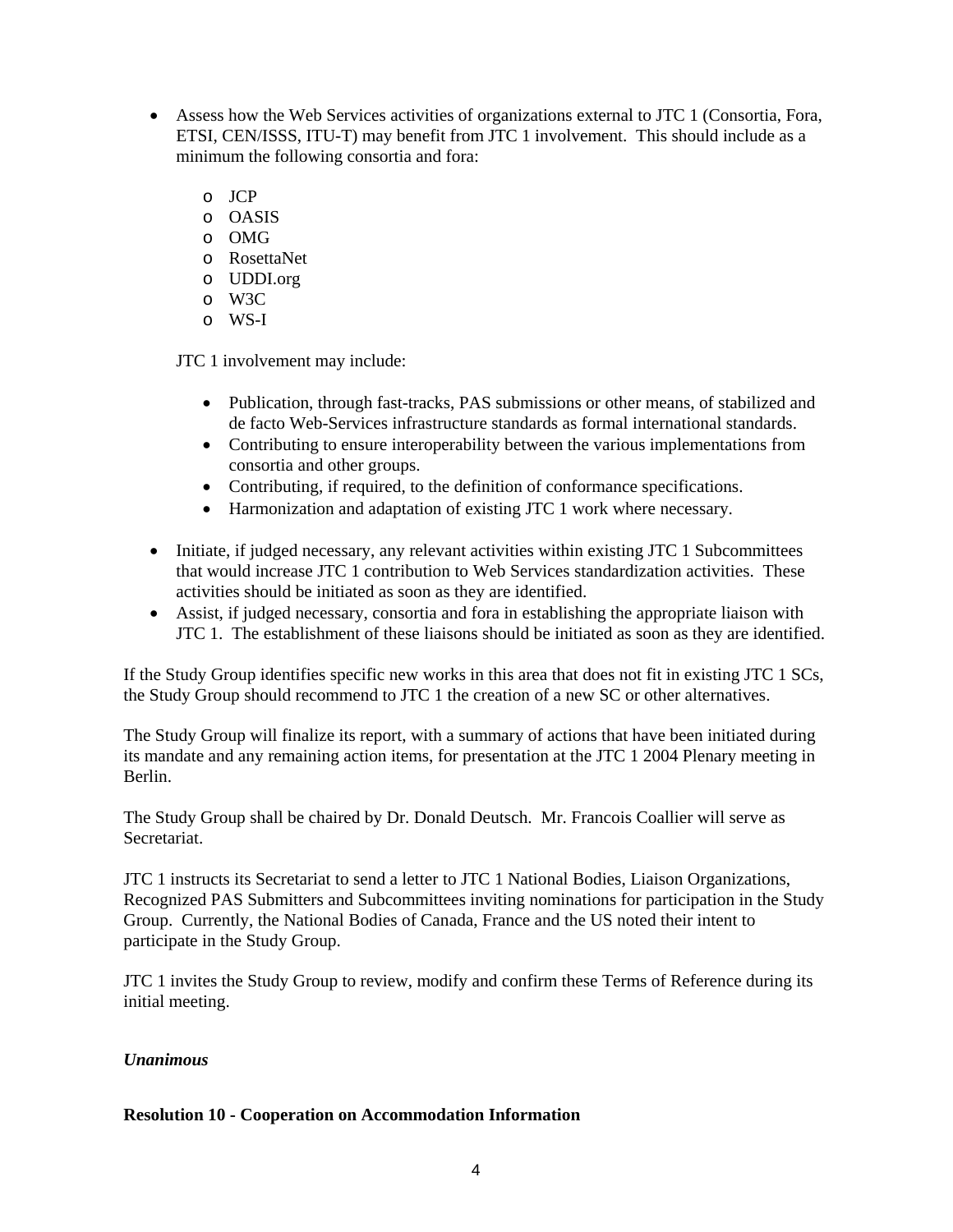- Assess how the Web Services activities of organizations external to JTC 1 (Consortia, Fora, ETSI, CEN/ISSS, ITU-T) may benefit from JTC 1 involvement. This should include as a minimum the following consortia and fora:

  - JCP
  - OASIS
  - OMG
  - RosettaNet
  - UDDI.org
  - W3C
  - WS-I

  JTC 1 involvement may include:

  - Publication, through fast-tracks, PAS submissions or other means, of stabilized and de facto Web-Services infrastructure standards as formal international standards.
  - Contributing to ensure interoperability between the various implementations from consortia and other groups.
  - Contributing, if required, to the definition of conformance specifications.
  - Harmonization and adaptation of existing JTC 1 work where necessary.

- Initiate, if judged necessary, any relevant activities within existing JTC 1 Subcommittees that would increase JTC 1 contribution to Web Services standardization activities. These activities should be initiated as soon as they are identified.
- Assist, if judged necessary, consortia and fora in establishing the appropriate liaison with JTC 1. The establishment of these liaisons should be initiated as soon as they are identified.

If the Study Group identifies specific new works in this area that does not fit in existing JTC 1 SCs, the Study Group should recommend to JTC 1 the creation of a new SC or other alternatives.

The Study Group will finalize its report, with a summary of actions that have been initiated during its mandate and any remaining action items, for presentation at the JTC 1 2004 Plenary meeting in Berlin.

The Study Group shall be chaired by Dr. Donald Deutsch. Mr. Francois Coallier will serve as Secretariat.

JTC 1 instructs its Secretariat to send a letter to JTC 1 National Bodies, Liaison Organizations, Recognized PAS Submitters and Subcommittees inviting nominations for participation in the Study Group. Currently, the National Bodies of Canada, France and the US noted their intent to participate in the Study Group.

JTC 1 invites the Study Group to review, modify and confirm these Terms of Reference during its initial meeting.

***Unanimous***

**Resolution 10 - Cooperation on Accommodation Information**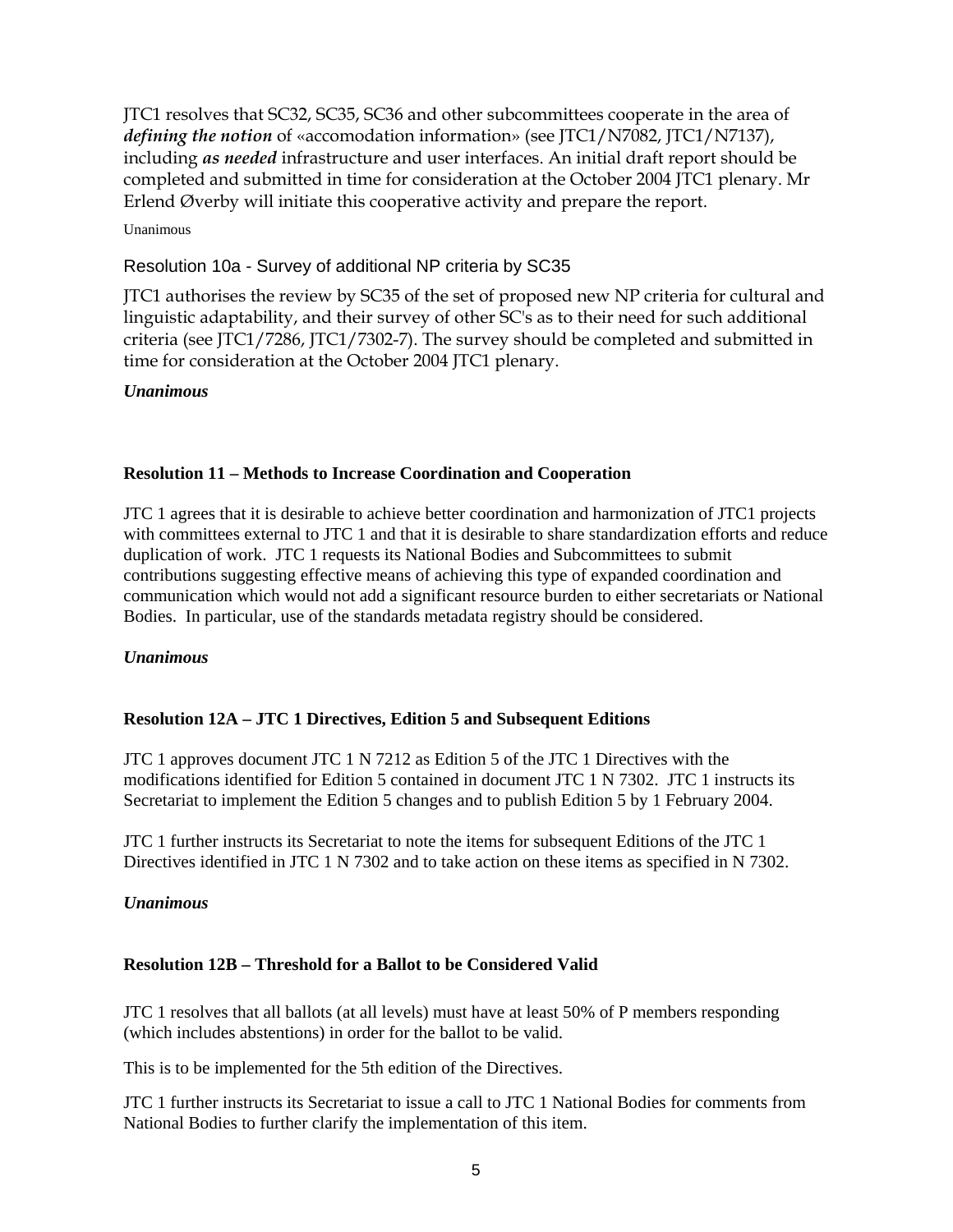JTC1 resolves that SC32, SC35, SC36 and other subcommittees cooperate in the area of ***defining the notion*** of «accomodation information» (see JTC1/N7082, JTC1/N7137), including ***as needed*** infrastructure and user interfaces. An initial draft report should be completed and submitted in time for consideration at the October 2004 JTC1 plenary. Mr Erlend Øverby will initiate this cooperative activity and prepare the report.

Unanimous

### Resolution 10a - Survey of additional NP criteria by SC35

JTC1 authorises the review by SC35 of the set of proposed new NP criteria for cultural and linguistic adaptability, and their survey of other SC's as to their need for such additional criteria (see JTC1/7286, JTC1/7302-7). The survey should be completed and submitted in time for consideration at the October 2004 JTC1 plenary.

***Unanimous***

### Resolution 11 – Methods to Increase Coordination and Cooperation

JTC 1 agrees that it is desirable to achieve better coordination and harmonization of JTC1 projects with committees external to JTC 1 and that it is desirable to share standardization efforts and reduce duplication of work. JTC 1 requests its National Bodies and Subcommittees to submit contributions suggesting effective means of achieving this type of expanded coordination and communication which would not add a significant resource burden to either secretariats or National Bodies. In particular, use of the standards metadata registry should be considered.

***Unanimous***

### Resolution 12A – JTC 1 Directives, Edition 5 and Subsequent Editions

JTC 1 approves document JTC 1 N 7212 as Edition 5 of the JTC 1 Directives with the modifications identified for Edition 5 contained in document JTC 1 N 7302. JTC 1 instructs its Secretariat to implement the Edition 5 changes and to publish Edition 5 by 1 February 2004.

JTC 1 further instructs its Secretariat to note the items for subsequent Editions of the JTC 1 Directives identified in JTC 1 N 7302 and to take action on these items as specified in N 7302.

***Unanimous***

### Resolution 12B – Threshold for a Ballot to be Considered Valid

JTC 1 resolves that all ballots (at all levels) must have at least 50% of P members responding (which includes abstentions) in order for the ballot to be valid.

This is to be implemented for the 5th edition of the Directives.

JTC 1 further instructs its Secretariat to issue a call to JTC 1 National Bodies for comments from National Bodies to further clarify the implementation of this item.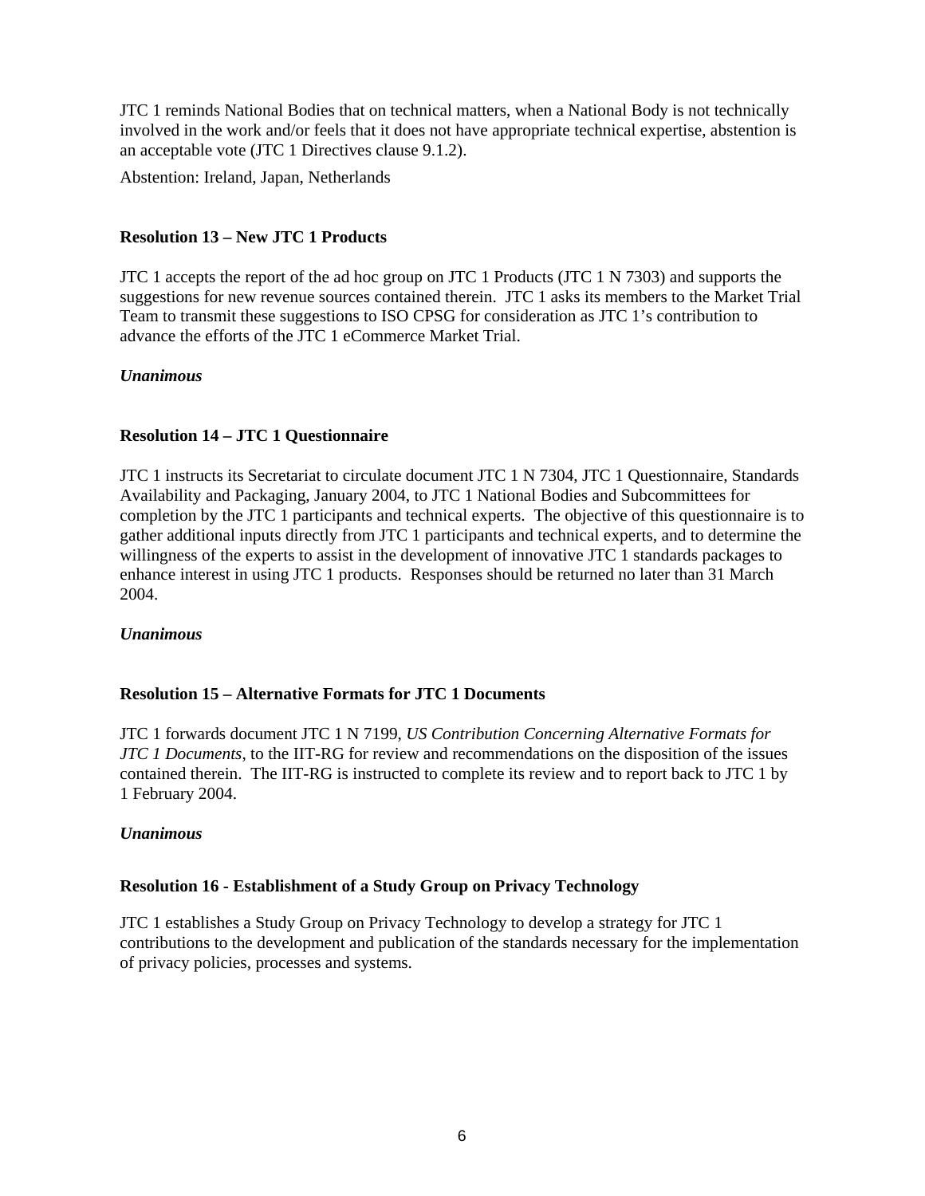JTC 1 reminds National Bodies that on technical matters, when a National Body is not technically involved in the work and/or feels that it does not have appropriate technical expertise, abstention is an acceptable vote (JTC 1 Directives clause 9.1.2).

Abstention: Ireland, Japan, Netherlands

**Resolution 13 – New JTC 1 Products**

JTC 1 accepts the report of the ad hoc group on JTC 1 Products (JTC 1 N 7303) and supports the suggestions for new revenue sources contained therein. JTC 1 asks its members to the Market Trial Team to transmit these suggestions to ISO CPSG for consideration as JTC 1's contribution to advance the efforts of the JTC 1 eCommerce Market Trial.

***Unanimous***

**Resolution 14 – JTC 1 Questionnaire**

JTC 1 instructs its Secretariat to circulate document JTC 1 N 7304, JTC 1 Questionnaire, Standards Availability and Packaging, January 2004, to JTC 1 National Bodies and Subcommittees for completion by the JTC 1 participants and technical experts. The objective of this questionnaire is to gather additional inputs directly from JTC 1 participants and technical experts, and to determine the willingness of the experts to assist in the development of innovative JTC 1 standards packages to enhance interest in using JTC 1 products. Responses should be returned no later than 31 March 2004.

***Unanimous***

**Resolution 15 – Alternative Formats for JTC 1 Documents**

JTC 1 forwards document JTC 1 N 7199, *US Contribution Concerning Alternative Formats for JTC 1 Documents*, to the IIT-RG for review and recommendations on the disposition of the issues contained therein. The IIT-RG is instructed to complete its review and to report back to JTC 1 by 1 February 2004.

***Unanimous***

**Resolution 16 - Establishment of a Study Group on Privacy Technology**

JTC 1 establishes a Study Group on Privacy Technology to develop a strategy for JTC 1 contributions to the development and publication of the standards necessary for the implementation of privacy policies, processes and systems.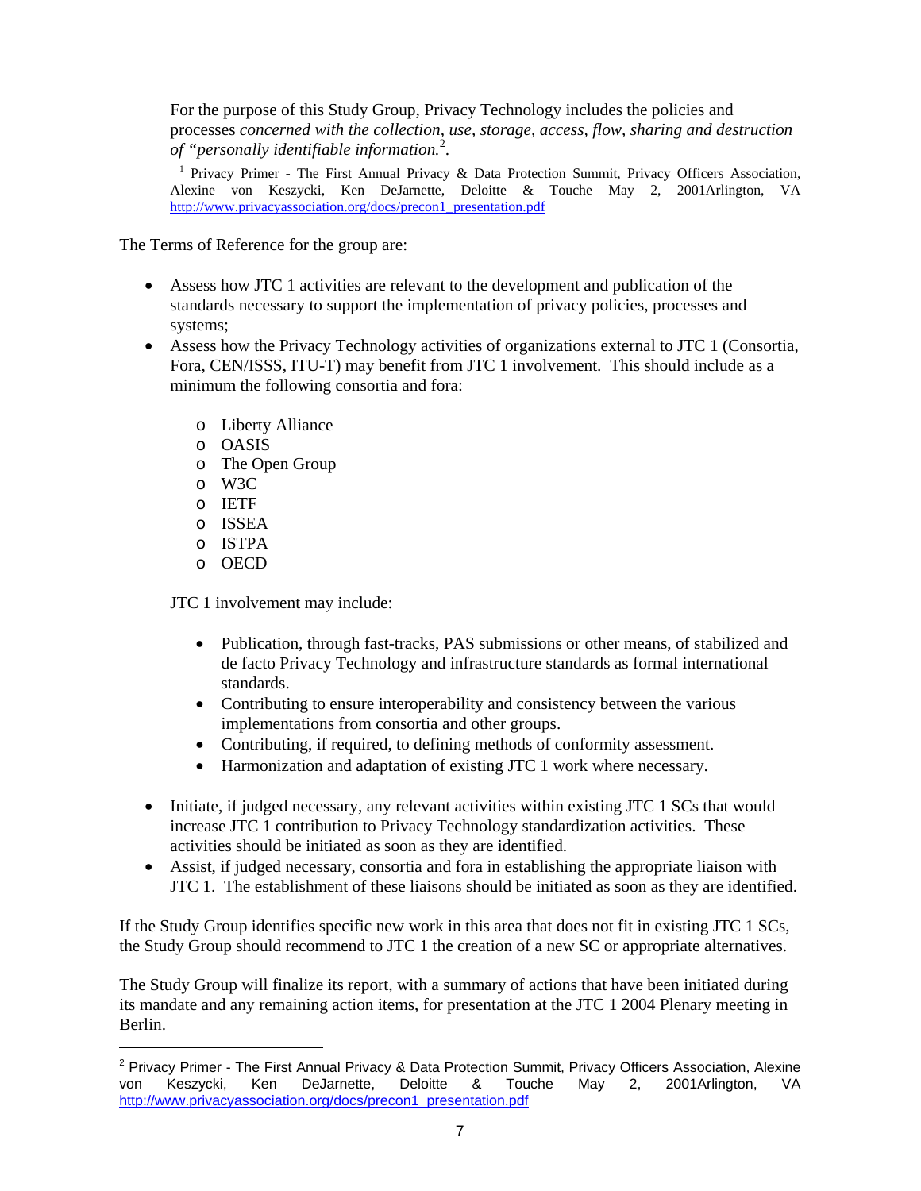For the purpose of this Study Group, Privacy Technology includes the policies and processes *concerned with the collection, use, storage, access, flow, sharing and destruction of "personally identifiable information.*[2].

[1] Privacy Primer - The First Annual Privacy & Data Protection Summit, Privacy Officers Association, Alexine von Keszycki, Ken DeJarnette, Deloitte & Touche May 2, 2001Arlington, VA http://www.privacyassociation.org/docs/precon1_presentation.pdf

The Terms of Reference for the group are:

- Assess how JTC 1 activities are relevant to the development and publication of the standards necessary to support the implementation of privacy policies, processes and systems;
- Assess how the Privacy Technology activities of organizations external to JTC 1 (Consortia, Fora, CEN/ISSS, ITU-T) may benefit from JTC 1 involvement. This should include as a minimum the following consortia and fora:
  - Liberty Alliance
  - OASIS
  - The Open Group
  - W3C
  - IETF
  - ISSEA
  - ISTPA
  - OECD

  JTC 1 involvement may include:

  - Publication, through fast-tracks, PAS submissions or other means, of stabilized and de facto Privacy Technology and infrastructure standards as formal international standards.
  - Contributing to ensure interoperability and consistency between the various implementations from consortia and other groups.
  - Contributing, if required, to defining methods of conformity assessment.
  - Harmonization and adaptation of existing JTC 1 work where necessary.

- Initiate, if judged necessary, any relevant activities within existing JTC 1 SCs that would increase JTC 1 contribution to Privacy Technology standardization activities. These activities should be initiated as soon as they are identified.
- Assist, if judged necessary, consortia and fora in establishing the appropriate liaison with JTC 1. The establishment of these liaisons should be initiated as soon as they are identified.

If the Study Group identifies specific new work in this area that does not fit in existing JTC 1 SCs, the Study Group should recommend to JTC 1 the creation of a new SC or appropriate alternatives.

The Study Group will finalize its report, with a summary of actions that have been initiated during its mandate and any remaining action items, for presentation at the JTC 1 2004 Plenary meeting in Berlin.

---

[2] Privacy Primer - The First Annual Privacy & Data Protection Summit, Privacy Officers Association, Alexine von Keszycki, Ken DeJarnette, Deloitte & Touche May 2, 2001Arlington, VA http://www.privacyassociation.org/docs/precon1_presentation.pdf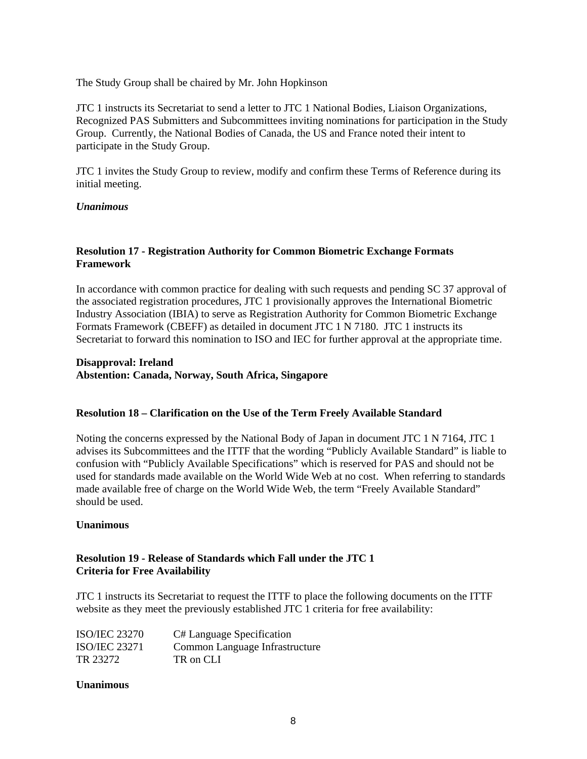The Study Group shall be chaired by Mr. John Hopkinson

JTC 1 instructs its Secretariat to send a letter to JTC 1 National Bodies, Liaison Organizations, Recognized PAS Submitters and Subcommittees inviting nominations for participation in the Study Group. Currently, the National Bodies of Canada, the US and France noted their intent to participate in the Study Group.

JTC 1 invites the Study Group to review, modify and confirm these Terms of Reference during its initial meeting.

***Unanimous***

### Resolution 17 - Registration Authority for Common Biometric Exchange Formats Framework

In accordance with common practice for dealing with such requests and pending SC 37 approval of the associated registration procedures, JTC 1 provisionally approves the International Biometric Industry Association (IBIA) to serve as Registration Authority for Common Biometric Exchange Formats Framework (CBEFF) as detailed in document JTC 1 N 7180. JTC 1 instructs its Secretariat to forward this nomination to ISO and IEC for further approval at the appropriate time.

**Disapproval: Ireland**
**Abstention: Canada, Norway, South Africa, Singapore**

### Resolution 18 – Clarification on the Use of the Term Freely Available Standard

Noting the concerns expressed by the National Body of Japan in document JTC 1 N 7164, JTC 1 advises its Subcommittees and the ITTF that the wording "Publicly Available Standard" is liable to confusion with "Publicly Available Specifications" which is reserved for PAS and should not be used for standards made available on the World Wide Web at no cost. When referring to standards made available free of charge on the World Wide Web, the term "Freely Available Standard" should be used.

**Unanimous**

### Resolution 19 - Release of Standards which Fall under the JTC 1 Criteria for Free Availability

JTC 1 instructs its Secretariat to request the ITTF to place the following documents on the ITTF website as they meet the previously established JTC 1 criteria for free availability:

| | |
|---|---|
| ISO/IEC 23270 | C# Language Specification |
| ISO/IEC 23271 | Common Language Infrastructure |
| TR 23272 | TR on CLI |

**Unanimous**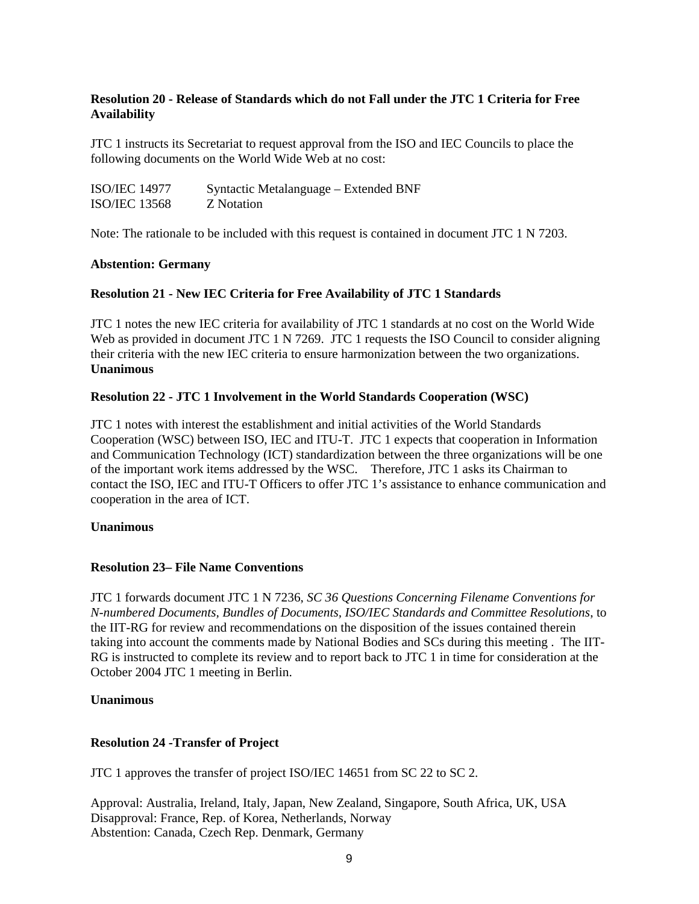**Resolution 20 - Release of Standards which do not Fall under the JTC 1 Criteria for Free Availability**

JTC 1 instructs its Secretariat to request approval from the ISO and IEC Councils to place the following documents on the World Wide Web at no cost:

| | |
|---|---|
| ISO/IEC 14977 | Syntactic Metalanguage – Extended BNF |
| ISO/IEC 13568 | Z Notation |

Note: The rationale to be included with this request is contained in document JTC 1 N 7203.

**Abstention: Germany**

**Resolution 21 - New IEC Criteria for Free Availability of JTC 1 Standards**

JTC 1 notes the new IEC criteria for availability of JTC 1 standards at no cost on the World Wide Web as provided in document JTC 1 N 7269. JTC 1 requests the ISO Council to consider aligning their criteria with the new IEC criteria to ensure harmonization between the two organizations.
**Unanimous**

**Resolution 22 - JTC 1 Involvement in the World Standards Cooperation (WSC)**

JTC 1 notes with interest the establishment and initial activities of the World Standards Cooperation (WSC) between ISO, IEC and ITU-T. JTC 1 expects that cooperation in Information and Communication Technology (ICT) standardization between the three organizations will be one of the important work items addressed by the WSC. Therefore, JTC 1 asks its Chairman to contact the ISO, IEC and ITU-T Officers to offer JTC 1's assistance to enhance communication and cooperation in the area of ICT.

**Unanimous**

**Resolution 23– File Name Conventions**

JTC 1 forwards document JTC 1 N 7236, *SC 36 Questions Concerning Filename Conventions for N-numbered Documents, Bundles of Documents, ISO/IEC Standards and Committee Resolutions*, to the IIT-RG for review and recommendations on the disposition of the issues contained therein taking into account the comments made by National Bodies and SCs during this meeting . The IIT-RG is instructed to complete its review and to report back to JTC 1 in time for consideration at the October 2004 JTC 1 meeting in Berlin.

**Unanimous**

**Resolution 24 -Transfer of Project**

JTC 1 approves the transfer of project ISO/IEC 14651 from SC 22 to SC 2.

Approval: Australia, Ireland, Italy, Japan, New Zealand, Singapore, South Africa, UK, USA
Disapproval: France, Rep. of Korea, Netherlands, Norway
Abstention: Canada, Czech Rep. Denmark, Germany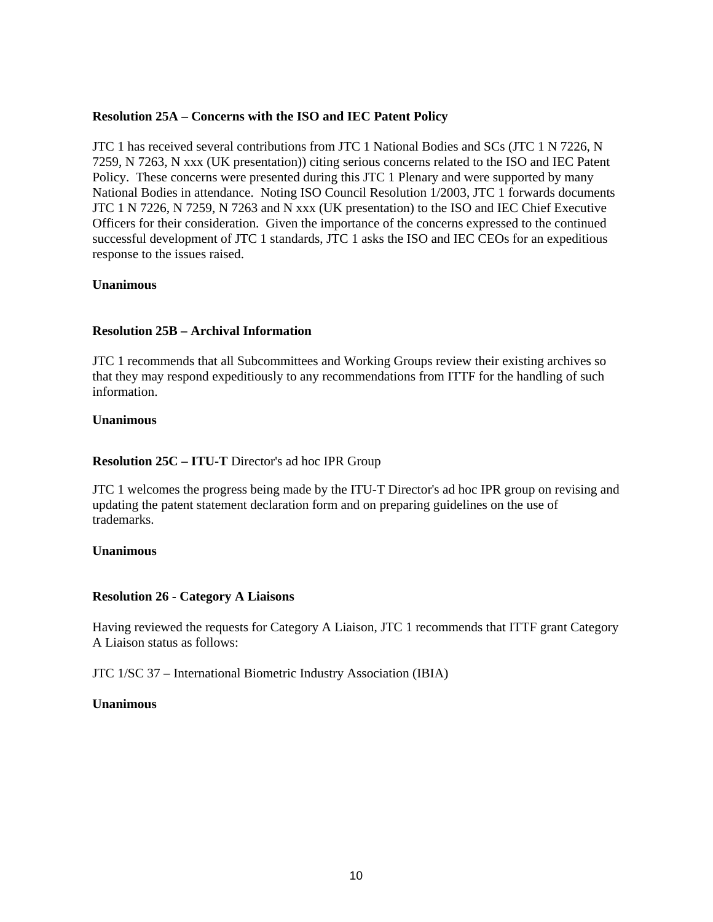**Resolution 25A – Concerns with the ISO and IEC Patent Policy**

JTC 1 has received several contributions from JTC 1 National Bodies and SCs (JTC 1 N 7226, N 7259, N 7263, N xxx (UK presentation)) citing serious concerns related to the ISO and IEC Patent Policy. These concerns were presented during this JTC 1 Plenary and were supported by many National Bodies in attendance. Noting ISO Council Resolution 1/2003, JTC 1 forwards documents JTC 1 N 7226, N 7259, N 7263 and N xxx (UK presentation) to the ISO and IEC Chief Executive Officers for their consideration. Given the importance of the concerns expressed to the continued successful development of JTC 1 standards, JTC 1 asks the ISO and IEC CEOs for an expeditious response to the issues raised.

**Unanimous**

**Resolution 25B – Archival Information**

JTC 1 recommends that all Subcommittees and Working Groups review their existing archives so that they may respond expeditiously to any recommendations from ITTF for the handling of such information.

**Unanimous**

**Resolution 25C – ITU-T** Director's ad hoc IPR Group

JTC 1 welcomes the progress being made by the ITU-T Director's ad hoc IPR group on revising and updating the patent statement declaration form and on preparing guidelines on the use of trademarks.

**Unanimous**

**Resolution 26 - Category A Liaisons**

Having reviewed the requests for Category A Liaison, JTC 1 recommends that ITTF grant Category A Liaison status as follows:

JTC 1/SC 37 – International Biometric Industry Association (IBIA)

**Unanimous**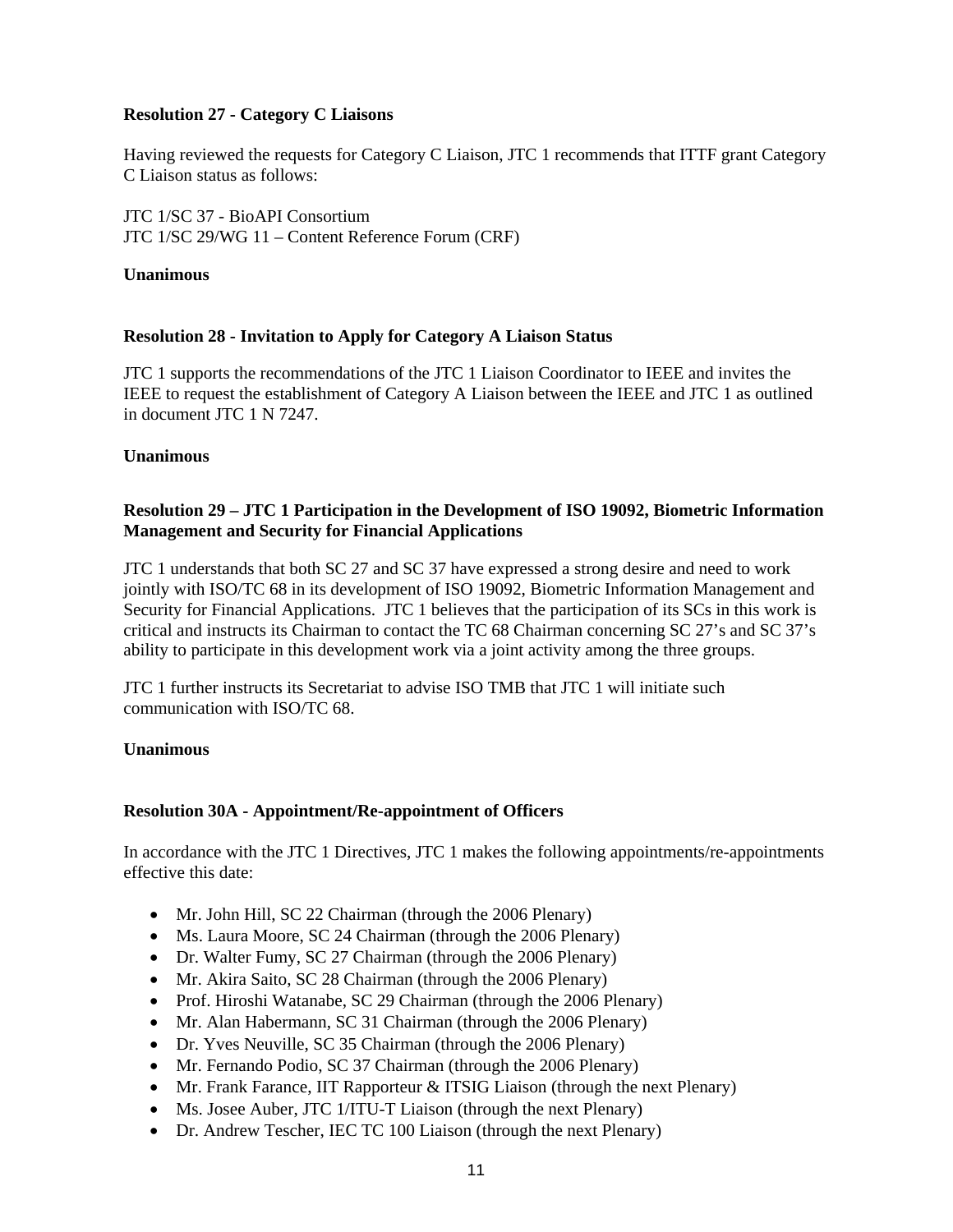**Resolution 27 - Category C Liaisons**

Having reviewed the requests for Category C Liaison, JTC 1 recommends that ITTF grant Category C Liaison status as follows:

JTC 1/SC 37 - BioAPI Consortium
JTC 1/SC 29/WG 11 – Content Reference Forum (CRF)

**Unanimous**

**Resolution 28 - Invitation to Apply for Category A Liaison Status**

JTC 1 supports the recommendations of the JTC 1 Liaison Coordinator to IEEE and invites the IEEE to request the establishment of Category A Liaison between the IEEE and JTC 1 as outlined in document JTC 1 N 7247.

**Unanimous**

**Resolution 29 – JTC 1 Participation in the Development of ISO 19092, Biometric Information Management and Security for Financial Applications**

JTC 1 understands that both SC 27 and SC 37 have expressed a strong desire and need to work jointly with ISO/TC 68 in its development of ISO 19092, Biometric Information Management and Security for Financial Applications. JTC 1 believes that the participation of its SCs in this work is critical and instructs its Chairman to contact the TC 68 Chairman concerning SC 27's and SC 37's ability to participate in this development work via a joint activity among the three groups.

JTC 1 further instructs its Secretariat to advise ISO TMB that JTC 1 will initiate such communication with ISO/TC 68.

**Unanimous**

**Resolution 30A - Appointment/Re-appointment of Officers**

In accordance with the JTC 1 Directives, JTC 1 makes the following appointments/re-appointments effective this date:

- Mr. John Hill, SC 22 Chairman (through the 2006 Plenary)
- Ms. Laura Moore, SC 24 Chairman (through the 2006 Plenary)
- Dr. Walter Fumy, SC 27 Chairman (through the 2006 Plenary)
- Mr. Akira Saito, SC 28 Chairman (through the 2006 Plenary)
- Prof. Hiroshi Watanabe, SC 29 Chairman (through the 2006 Plenary)
- Mr. Alan Habermann, SC 31 Chairman (through the 2006 Plenary)
- Dr. Yves Neuville, SC 35 Chairman (through the 2006 Plenary)
- Mr. Fernando Podio, SC 37 Chairman (through the 2006 Plenary)
- Mr. Frank Farance, IIT Rapporteur & ITSIG Liaison (through the next Plenary)
- Ms. Josee Auber, JTC 1/ITU-T Liaison (through the next Plenary)
- Dr. Andrew Tescher, IEC TC 100 Liaison (through the next Plenary)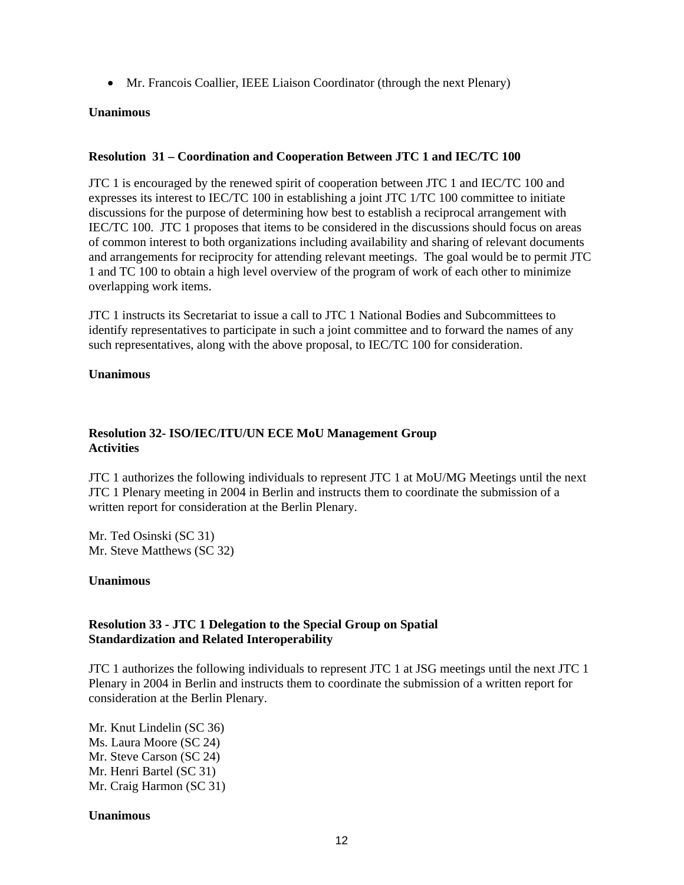- Mr. Francois Coallier, IEEE Liaison Coordinator (through the next Plenary)

**Unanimous**

**Resolution 31 – Coordination and Cooperation Between JTC 1 and IEC/TC 100**

JTC 1 is encouraged by the renewed spirit of cooperation between JTC 1 and IEC/TC 100 and expresses its interest to IEC/TC 100 in establishing a joint JTC 1/TC 100 committee to initiate discussions for the purpose of determining how best to establish a reciprocal arrangement with IEC/TC 100. JTC 1 proposes that items to be considered in the discussions should focus on areas of common interest to both organizations including availability and sharing of relevant documents and arrangements for reciprocity for attending relevant meetings. The goal would be to permit JTC 1 and TC 100 to obtain a high level overview of the program of work of each other to minimize overlapping work items.

JTC 1 instructs its Secretariat to issue a call to JTC 1 National Bodies and Subcommittees to identify representatives to participate in such a joint committee and to forward the names of any such representatives, along with the above proposal, to IEC/TC 100 for consideration.

**Unanimous**

**Resolution 32- ISO/IEC/ITU/UN ECE MoU Management Group Activities**

JTC 1 authorizes the following individuals to represent JTC 1 at MoU/MG Meetings until the next JTC 1 Plenary meeting in 2004 in Berlin and instructs them to coordinate the submission of a written report for consideration at the Berlin Plenary.

Mr. Ted Osinski (SC 31)
Mr. Steve Matthews (SC 32)

**Unanimous**

**Resolution 33 - JTC 1 Delegation to the Special Group on Spatial Standardization and Related Interoperability**

JTC 1 authorizes the following individuals to represent JTC 1 at JSG meetings until the next JTC 1 Plenary in 2004 in Berlin and instructs them to coordinate the submission of a written report for consideration at the Berlin Plenary.

Mr. Knut Lindelin (SC 36)
Ms. Laura Moore (SC 24)
Mr. Steve Carson (SC 24)
Mr. Henri Bartel (SC 31)
Mr. Craig Harmon (SC 31)

**Unanimous**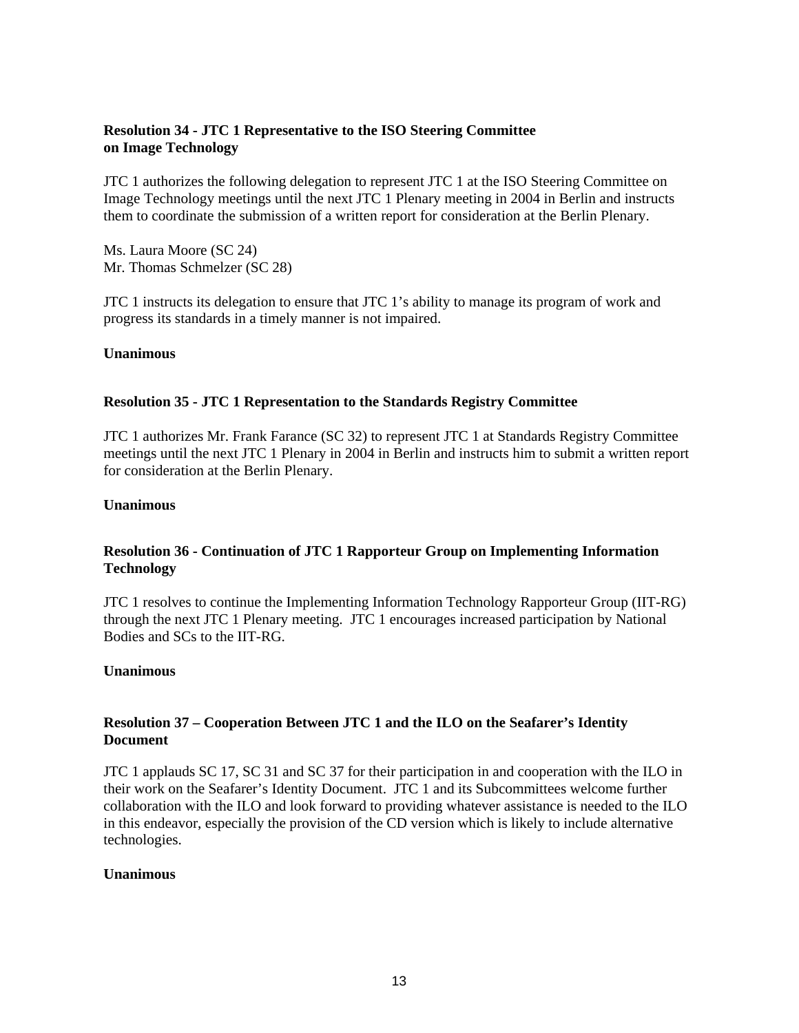**Resolution 34 - JTC 1 Representative to the ISO Steering Committee on Image Technology**

JTC 1 authorizes the following delegation to represent JTC 1 at the ISO Steering Committee on Image Technology meetings until the next JTC 1 Plenary meeting in 2004 in Berlin and instructs them to coordinate the submission of a written report for consideration at the Berlin Plenary.

Ms. Laura Moore (SC 24)
Mr. Thomas Schmelzer (SC 28)

JTC 1 instructs its delegation to ensure that JTC 1's ability to manage its program of work and progress its standards in a timely manner is not impaired.

**Unanimous**

**Resolution 35 - JTC 1 Representation to the Standards Registry Committee**

JTC 1 authorizes Mr. Frank Farance (SC 32) to represent JTC 1 at Standards Registry Committee meetings until the next JTC 1 Plenary in 2004 in Berlin and instructs him to submit a written report for consideration at the Berlin Plenary.

**Unanimous**

**Resolution 36 - Continuation of JTC 1 Rapporteur Group on Implementing Information Technology**

JTC 1 resolves to continue the Implementing Information Technology Rapporteur Group (IIT-RG) through the next JTC 1 Plenary meeting. JTC 1 encourages increased participation by National Bodies and SCs to the IIT-RG.

**Unanimous**

**Resolution 37 – Cooperation Between JTC 1 and the ILO on the Seafarer's Identity Document**

JTC 1 applauds SC 17, SC 31 and SC 37 for their participation in and cooperation with the ILO in their work on the Seafarer's Identity Document. JTC 1 and its Subcommittees welcome further collaboration with the ILO and look forward to providing whatever assistance is needed to the ILO in this endeavor, especially the provision of the CD version which is likely to include alternative technologies.

**Unanimous**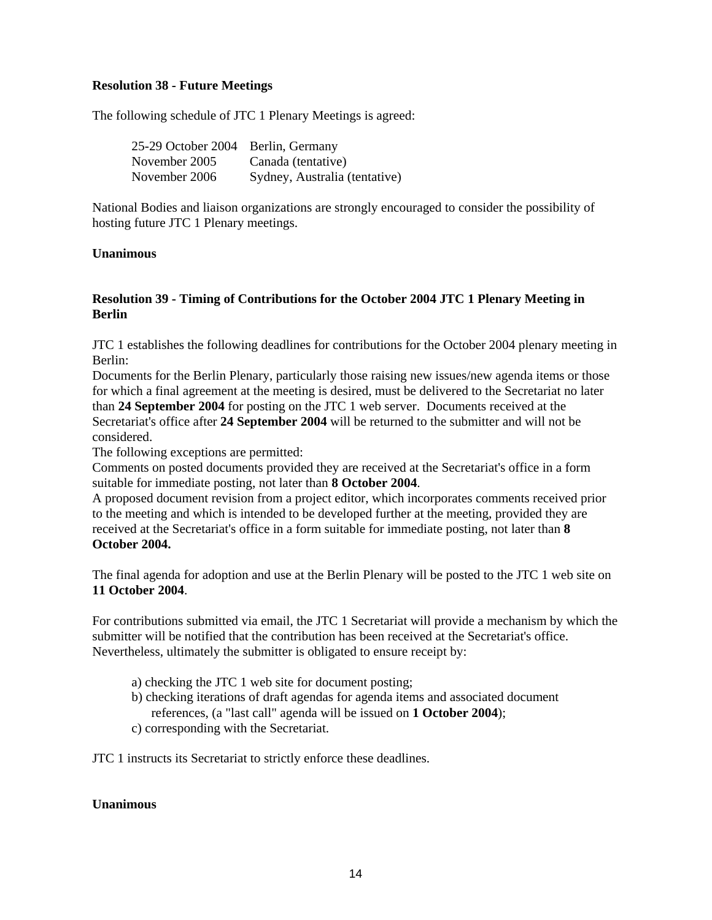**Resolution 38 - Future Meetings**

The following schedule of JTC 1 Plenary Meetings is agreed:

| | |
|---|---|
| 25-29 October 2004 | Berlin, Germany |
| November 2005 | Canada (tentative) |
| November 2006 | Sydney, Australia (tentative) |

National Bodies and liaison organizations are strongly encouraged to consider the possibility of hosting future JTC 1 Plenary meetings.

**Unanimous**

**Resolution 39 - Timing of Contributions for the October 2004 JTC 1 Plenary Meeting in Berlin**

JTC 1 establishes the following deadlines for contributions for the October 2004 plenary meeting in Berlin:

Documents for the Berlin Plenary, particularly those raising new issues/new agenda items or those for which a final agreement at the meeting is desired, must be delivered to the Secretariat no later than **24 September 2004** for posting on the JTC 1 web server. Documents received at the Secretariat's office after **24 September 2004** will be returned to the submitter and will not be considered.

The following exceptions are permitted:

Comments on posted documents provided they are received at the Secretariat's office in a form suitable for immediate posting, not later than **8 October 2004**.

A proposed document revision from a project editor, which incorporates comments received prior to the meeting and which is intended to be developed further at the meeting, provided they are received at the Secretariat's office in a form suitable for immediate posting, not later than **8 October 2004.**

The final agenda for adoption and use at the Berlin Plenary will be posted to the JTC 1 web site on **11 October 2004**.

For contributions submitted via email, the JTC 1 Secretariat will provide a mechanism by which the submitter will be notified that the contribution has been received at the Secretariat's office. Nevertheless, ultimately the submitter is obligated to ensure receipt by:

a) checking the JTC 1 web site for document posting;
b) checking iterations of draft agendas for agenda items and associated document references, (a "last call" agenda will be issued on **1 October 2004**);
c) corresponding with the Secretariat.

JTC 1 instructs its Secretariat to strictly enforce these deadlines.

**Unanimous**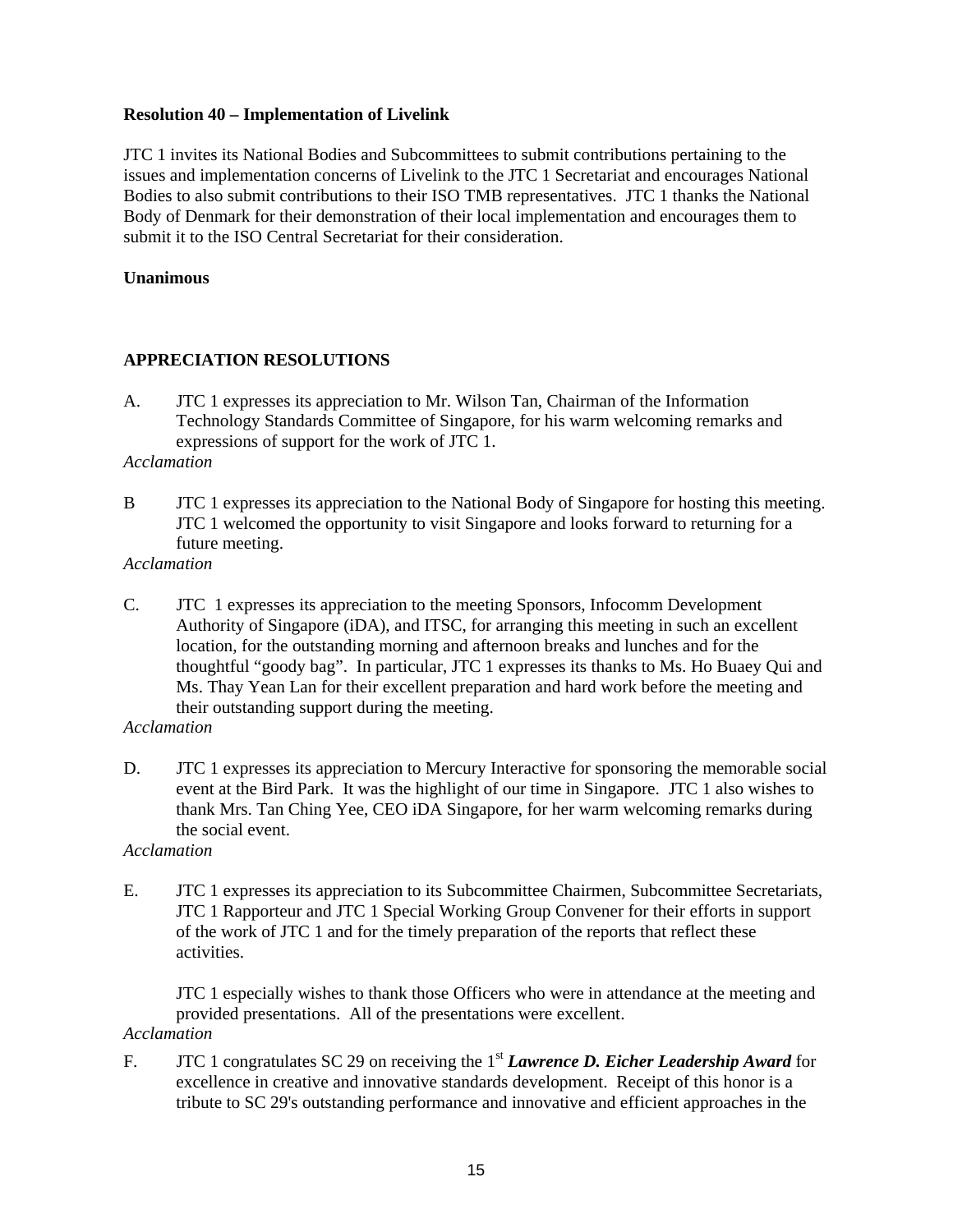**Resolution 40 – Implementation of Livelink**

JTC 1 invites its National Bodies and Subcommittees to submit contributions pertaining to the issues and implementation concerns of Livelink to the JTC 1 Secretariat and encourages National Bodies to also submit contributions to their ISO TMB representatives. JTC 1 thanks the National Body of Denmark for their demonstration of their local implementation and encourages them to submit it to the ISO Central Secretariat for their consideration.

**Unanimous**

## APPRECIATION RESOLUTIONS

A. JTC 1 expresses its appreciation to Mr. Wilson Tan, Chairman of the Information Technology Standards Committee of Singapore, for his warm welcoming remarks and expressions of support for the work of JTC 1.

*Acclamation*

B JTC 1 expresses its appreciation to the National Body of Singapore for hosting this meeting. JTC 1 welcomed the opportunity to visit Singapore and looks forward to returning for a future meeting.

*Acclamation*

C. JTC 1 expresses its appreciation to the meeting Sponsors, Infocomm Development Authority of Singapore (iDA), and ITSC, for arranging this meeting in such an excellent location, for the outstanding morning and afternoon breaks and lunches and for the thoughtful "goody bag". In particular, JTC 1 expresses its thanks to Ms. Ho Buaey Qui and Ms. Thay Yean Lan for their excellent preparation and hard work before the meeting and their outstanding support during the meeting.

*Acclamation*

D. JTC 1 expresses its appreciation to Mercury Interactive for sponsoring the memorable social event at the Bird Park. It was the highlight of our time in Singapore. JTC 1 also wishes to thank Mrs. Tan Ching Yee, CEO iDA Singapore, for her warm welcoming remarks during the social event.

*Acclamation*

E. JTC 1 expresses its appreciation to its Subcommittee Chairmen, Subcommittee Secretariats, JTC 1 Rapporteur and JTC 1 Special Working Group Convener for their efforts in support of the work of JTC 1 and for the timely preparation of the reports that reflect these activities.

JTC 1 especially wishes to thank those Officers who were in attendance at the meeting and provided presentations. All of the presentations were excellent.

*Acclamation*

F. JTC 1 congratulates SC 29 on receiving the 1st ***Lawrence D. Eicher Leadership Award*** for excellence in creative and innovative standards development. Receipt of this honor is a tribute to SC 29's outstanding performance and innovative and efficient approaches in the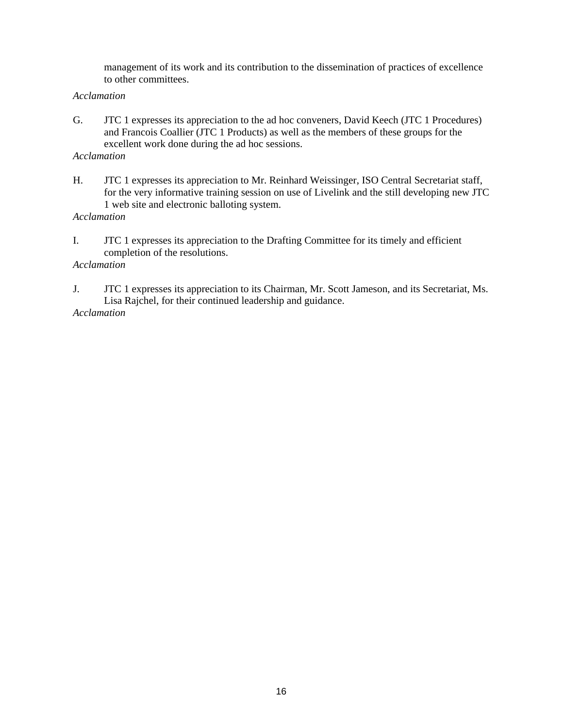management of its work and its contribution to the dissemination of practices of excellence to other committees.

*Acclamation*

G. JTC 1 expresses its appreciation to the ad hoc conveners, David Keech (JTC 1 Procedures) and Francois Coallier (JTC 1 Products) as well as the members of these groups for the excellent work done during the ad hoc sessions.

*Acclamation*

H. JTC 1 expresses its appreciation to Mr. Reinhard Weissinger, ISO Central Secretariat staff, for the very informative training session on use of Livelink and the still developing new JTC 1 web site and electronic balloting system.

*Acclamation*

I. JTC 1 expresses its appreciation to the Drafting Committee for its timely and efficient completion of the resolutions.

*Acclamation*

J. JTC 1 expresses its appreciation to its Chairman, Mr. Scott Jameson, and its Secretariat, Ms. Lisa Rajchel, for their continued leadership and guidance.

*Acclamation*